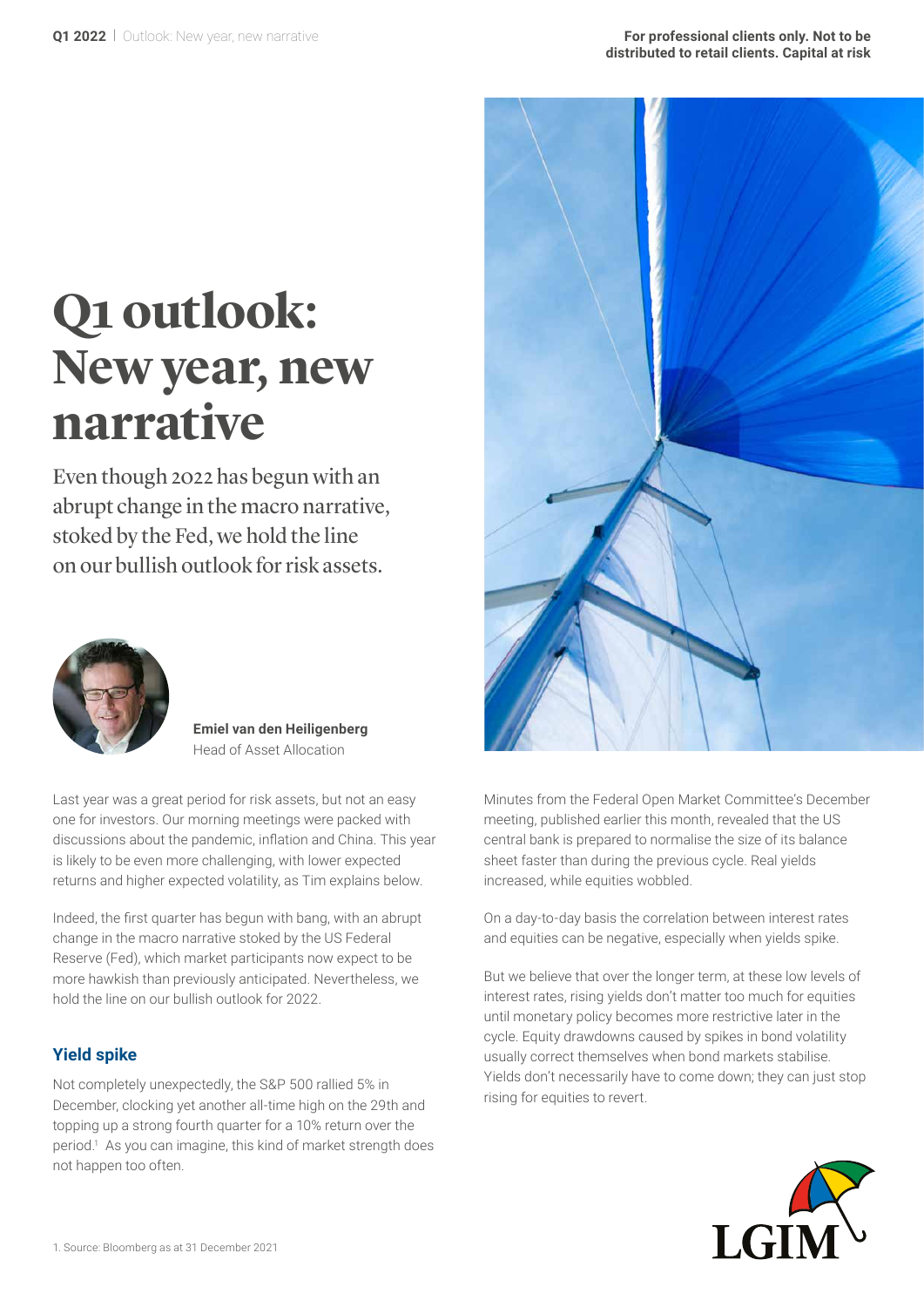For professional clients only. Not to be distributed to retail clients. Capital at risk

# Q1 outlook: New year, new narrative

Even though 2022 has begun with an abrupt change in the macro narrative, stoked by the Fed, we hold the line on our bullish outlook for risk assets.

**Emiel van den Heiligenberg**
Head of Asset Allocation

Last year was a great period for risk assets, but not an easy one for investors. Our morning meetings were packed with discussions about the pandemic, inflation and China. This year is likely to be even more challenging, with lower expected returns and higher expected volatility, as Tim explains below.

Indeed, the first quarter has begun with bang, with an abrupt change in the macro narrative stoked by the US Federal Reserve (Fed), which market participants now expect to be more hawkish than previously anticipated. Nevertheless, we hold the line on our bullish outlook for 2022.

## Yield spike

Not completely unexpectedly, the S&P 500 rallied 5% in December, clocking yet another all-time high on the 29th and topping up a strong fourth quarter for a 10% return over the period.[1] As you can imagine, this kind of market strength does not happen too often.

Minutes from the Federal Open Market Committee's December meeting, published earlier this month, revealed that the US central bank is prepared to normalise the size of its balance sheet faster than during the previous cycle. Real yields increased, while equities wobbled.

On a day-to-day basis the correlation between interest rates and equities can be negative, especially when yields spike.

But we believe that over the longer term, at these low levels of interest rates, rising yields don't matter too much for equities until monetary policy becomes more restrictive later in the cycle. Equity drawdowns caused by spikes in bond volatility usually correct themselves when bond markets stabilise. Yields don't necessarily have to come down; they can just stop rising for equities to revert.

1. Source: Bloomberg as at 31 December 2021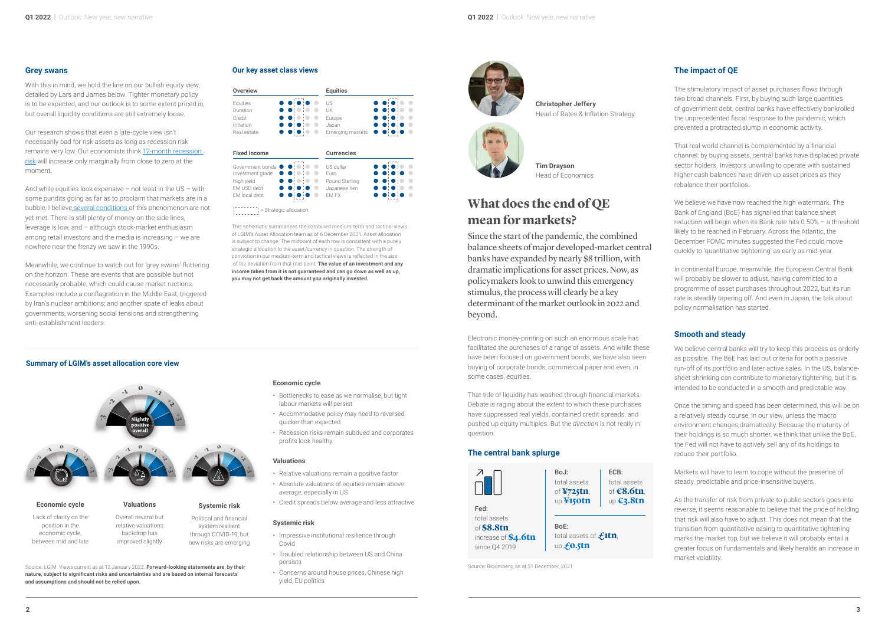## Grey swans

With this in mind, we hold the line on our bullish equity view, detailed by Lars and James below. Tighter monetary policy is to be expected, and our outlook is to some extent priced in, but overall liquidity conditions are still extremely loose.

Our research shows that even a late-cycle view isn't necessarily bad for risk assets as long as recession risk remains very low. Our economists think 12-month recession risk will increase only marginally from close to zero at the moment.

And while equities look expensive – not least in the US – with some pundits going as far as to proclaim that markets are in a bubble, I believe several conditions of this phenomenon are not yet met. There is still plenty of money on the side lines, leverage is low, and – although stock-market enthusiasm among retail investors and the media is increasing – we are nowhere near the frenzy we saw in the 1990s.

Meanwhile, we continue to watch out for 'grey swans' fluttering on the horizon. These are events that are possible but not necessarily probable, which could cause market ructions. Examples include a conflagration in the Middle East, triggered by Iran's nuclear ambitions; and another spate of leaks about governments, worsening social tensions and strengthening anti-establishment leaders.

## Our key asset class views

**Overview**: Equities, Duration, Credit, Inflation, Real estate

**Equities**: US, UK, Europe, Japan, Emerging markets

**Fixed income**: Government bonds, Investment grade, High yield, EM USD debt, EM local debt

**Currencies**: US dollar, Euro, Pound Sterling, Japanese Yen, EM FX

= Strategic allocation

This schematic summarises the combined medium-term and tactical views of LGIM's Asset Allocation team as of 6 December 2021. Asset allocation is subject to change. The midpoint of each row is consistent with a purely strategic allocation to the asset/currency in question. The strength of conviction in our medium-term and tactical views is reflected in the size of the deviation from that mid-point. **The value of an investment and any income taken from it is not guaranteed and can go down as well as up, you may not get back the amount you originally invested.**

## Summary of LGIM's asset allocation core view

Slightly positive overall

**Economic cycle**
Lack of clarity on the position in the economic cycle, between mid and late

**Valuations**
Overall neutral but relative valuations backdrop has improved slightly

**Systemic risk**
Political and financial system resilient through COVID-19, but new risks are emerging

### Economic cycle

- Bottlenecks to ease as we normalise, but tight labour markets will persist
- Accommodative policy may need to reversed quicker than expected
- Recession risks remain subdued and corporates profits look healthy

### Valuations

- Relative valuations remain a positive factor
- Absolute valuations of equities remain above average, especially in US
- Credit spreads below average and less attractive

### Systemic risk

- Impressive institutional resilience through Covid
- Troubled relationship between US and China persists
- Concerns around house prices, Chinese high yield, EU politics

Source: LGIM. Views current as at 12 January 2022. **Forward-looking statements are, by their nature, subject to significant risks and uncertainties and are based on internal forecasts and assumptions and should not be relied upon.**

**Christopher Jeffery**
Head of Rates & Inflation Strategy

**Tim Drayson**
Head of Economics

# What does the end of QE mean for markets?

Since the start of the pandemic, the combined balance sheets of major developed-market central banks have expanded by nearly $8 trillion, with dramatic implications for asset prices. Now, as policymakers look to unwind this emergency stimulus, the process will clearly be a key determinant of the market outlook in 2022 and beyond.

Electronic money-printing on such an enormous scale has facilitated the purchases of a range of assets. And while these have been focused on government bonds, we have also seen buying of corporate bonds, commercial paper and even, in some cases, equities.

That tide of liquidity has washed through financial markets. Debate is raging about the *extent* to which these purchases have suppressed real yields, contained credit spreads, and pushed up equity multiples. But the *direction* is not really in question.

## The central bank splurge

**Fed:** total assets of **$8.8tn**, increase of **$4.6tn** since Q4 2019

**BoJ:** total assets of **¥725tn**, up **¥150tn**

**ECB:** total assets of **€8.6tn**, up **€3.8tn**

**BoE:** total assets of **£1tn**, up **£0.5tn**

Source: Bloomberg, as at 31 December, 2021

## The impact of QE

The stimulatory impact of asset purchases flows through two broad channels. First, by buying such large quantities of government debt, central banks have effectively bankrolled the unprecedented fiscal response to the pandemic, which prevented a protracted slump in economic activity.

That real world channel is complemented by a financial channel: by buying assets, central banks have displaced private sector holders. Investors unwilling to operate with sustained higher cash balances have driven up asset prices as they rebalance their portfolios.

We believe we have now reached the high watermark. The Bank of England (BoE) has signalled that balance sheet reduction will begin when its Bank rate hits 0.50% – a threshold likely to be reached in February. Across the Atlantic, the December FOMC minutes suggested the Fed could move quickly to 'quantitative tightening' as early as mid-year.

In continental Europe, meanwhile, the European Central Bank will probably be slower to adjust, having committed to a programme of asset purchases throughout 2022, but its run rate is steadily tapering off. And even in Japan, the talk about policy normalisation has started.

## Smooth and steady

We believe central banks will try to keep this process as orderly as possible. The BoE has laid out criteria for both a passive run-off of its portfolio and later active sales. In the US, balance-sheet shrinking can contribute to monetary tightening, but it is intended to be conducted in a smooth and predictable way.

Once the timing and speed has been determined, this will be on a relatively steady course, in our view, unless the macro environment changes dramatically. Because the maturity of their holdings is so much shorter, we think that unlike the BoE, the Fed will not have to actively sell any of its holdings to reduce their portfolio.

Markets will have to learn to cope without the presence of steady, predictable and price-insensitive buyers.

As the transfer of risk from private to public sectors goes into reverse, it seems reasonable to believe that the price of holding that risk will also have to adjust. This does not mean that the transition from quantitative easing to quantitative tightening marks the market top, but we believe it will probably entail a greater focus on fundamentals and likely heralds an increase in market volatility.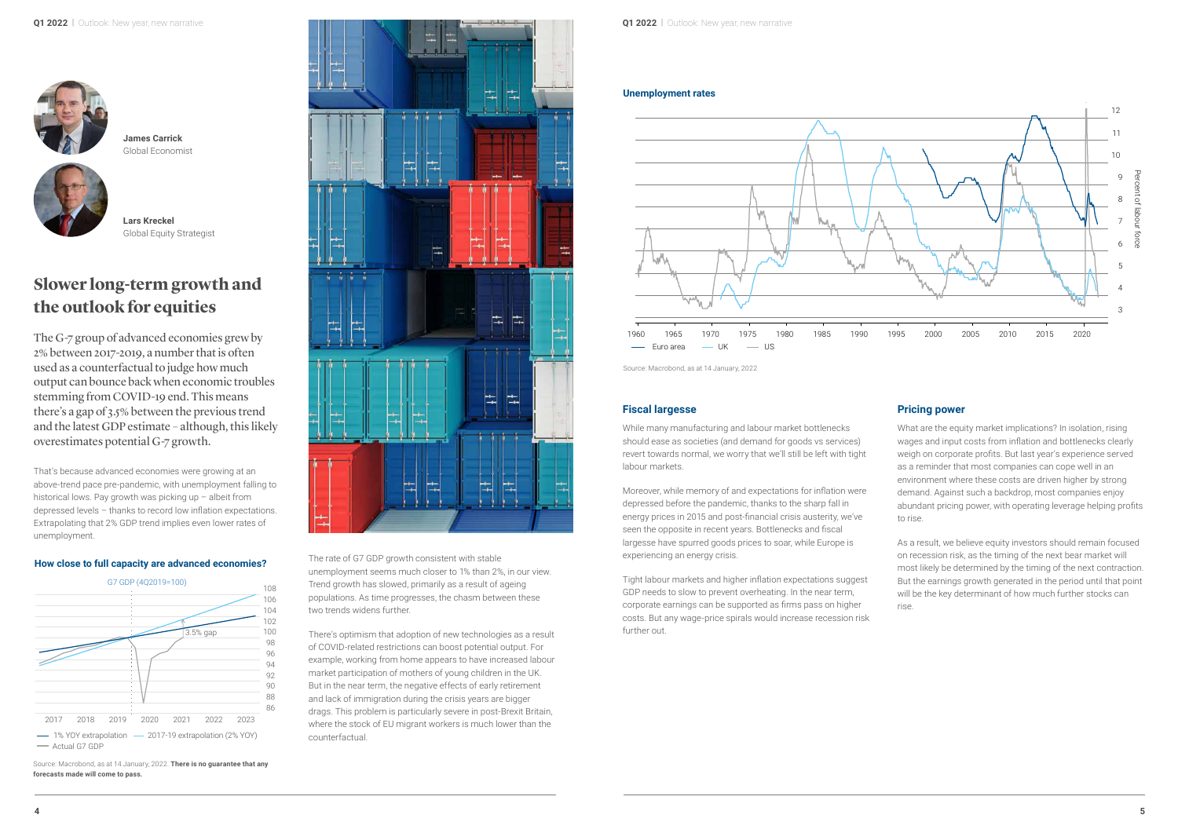James Carrick
Global Economist

Lars Kreckel
Global Equity Strategist

# Slower long-term growth and the outlook for equities

The G-7 group of advanced economies grew by 2% between 2017-2019, a number that is often used as a counterfactual to judge how much output can bounce back when economic troubles stemming from COVID-19 end. This means there's a gap of 3.5% between the previous trend and the latest GDP estimate – although, this likely overestimates potential G-7 growth.

That's because advanced economies were growing at an above-trend pace pre-pandemic, with unemployment falling to historical lows. Pay growth was picking up – albeit from depressed levels – thanks to record low inflation expectations. Extrapolating that 2% GDP trend implies even lower rates of unemployment.

### How close to full capacity are advanced economies?

G7 GDP (4Q2019=100)

3.5% gap

1% YOY extrapolation — 2017-19 extrapolation (2% YOY) — Actual G7 GDP

Source: Macrobond, as at 14 January, 2022. **There is no guarantee that any forecasts made will come to pass.**

The rate of G7 GDP growth consistent with stable unemployment seems much closer to 1% than 2%, in our view. Trend growth has slowed, primarily as a result of ageing populations. As time progresses, the chasm between these two trends widens further.

There's optimism that adoption of new technologies as a result of COVID-related restrictions can boost potential output. For example, working from home appears to have increased labour market participation of mothers of young children in the UK. But in the near term, the negative effects of early retirement and lack of immigration during the crisis years are bigger drags. This problem is particularly severe in post-Brexit Britain, where the stock of EU migrant workers is much lower than the counterfactual.

### Unemployment rates

Euro area — UK — US

Percent of labour force

Source: Macrobond, as at 14 January, 2022

### Fiscal largesse

While many manufacturing and labour market bottlenecks should ease as societies (and demand for goods vs services) revert towards normal, we worry that we'll still be left with tight labour markets.

Moreover, while memory of and expectations for inflation were depressed before the pandemic, thanks to the sharp fall in energy prices in 2015 and post-financial crisis austerity, we've seen the opposite in recent years. Bottlenecks and fiscal largesse have spurred goods prices to soar, while Europe is experiencing an energy crisis.

Tight labour markets and higher inflation expectations suggest GDP needs to slow to prevent overheating. In the near term, corporate earnings can be supported as firms pass on higher costs. But any wage-price spirals would increase recession risk further out.

### Pricing power

What are the equity market implications? In isolation, rising wages and input costs from inflation and bottlenecks clearly weigh on corporate profits. But last year's experience served as a reminder that most companies can cope well in an environment where these costs are driven higher by strong demand. Against such a backdrop, most companies enjoy abundant pricing power, with operating leverage helping profits to rise.

As a result, we believe equity investors should remain focused on recession risk, as the timing of the next bear market will most likely be determined by the timing of the next contraction. But the earnings growth generated in the period until that point will be the key determinant of how much further stocks can rise.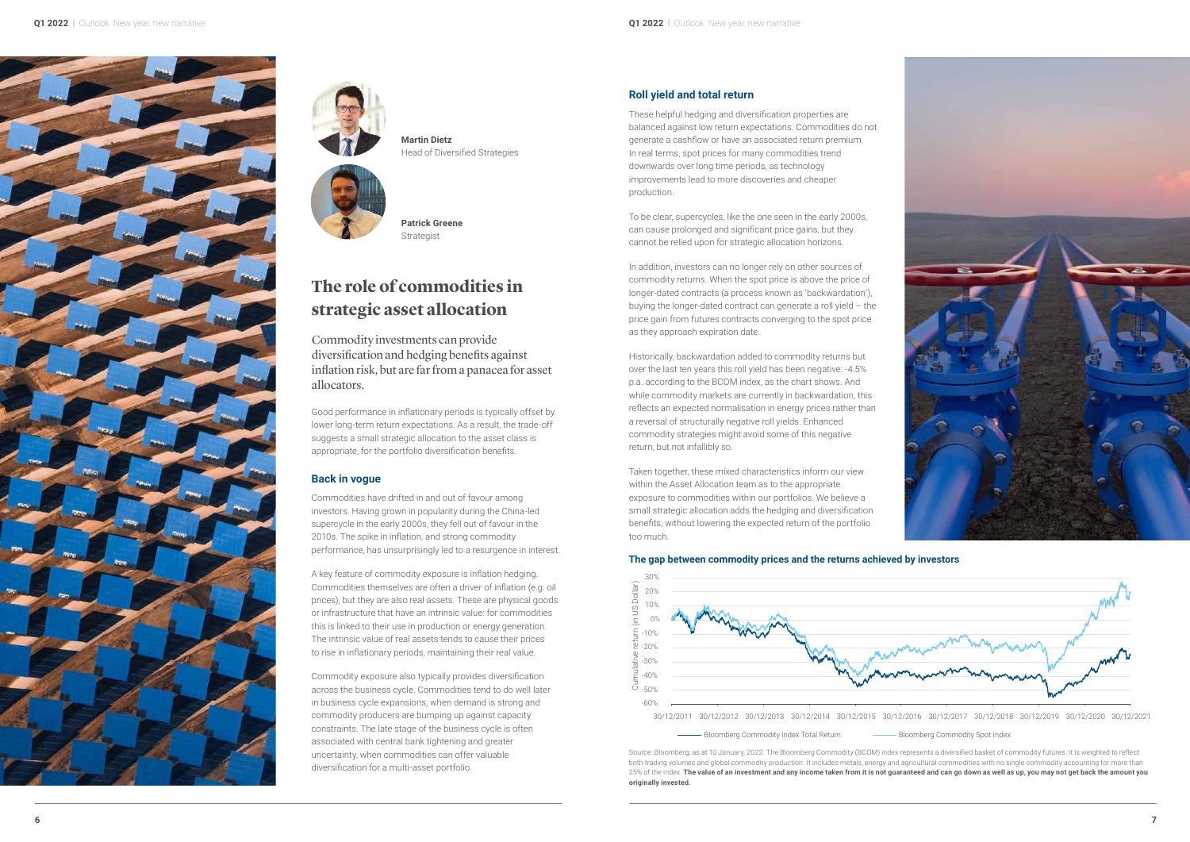Martin Dietz
Head of Diversified Strategies

Patrick Greene
Strategist

# The role of commodities in strategic asset allocation

Commodity investments can provide diversification and hedging benefits against inflation risk, but are far from a panacea for asset allocators.

Good performance in inflationary periods is typically offset by lower long-term return expectations. As a result, the trade-off suggests a small strategic allocation to the asset class is appropriate, for the portfolio diversification benefits.

## Back in vogue

Commodities have drifted in and out of favour among investors. Having grown in popularity during the China-led supercycle in the early 2000s, they fell out of favour in the 2010s. The spike in inflation, and strong commodity performance, has unsurprisingly led to a resurgence in interest.

A key feature of commodity exposure is inflation hedging. Commodities themselves are often a driver of inflation (e.g. oil prices), but they are also real assets. These are physical goods or infrastructure that have an intrinsic value: for commodities this is linked to their use in production or energy generation. The intrinsic value of real assets tends to cause their prices to rise in inflationary periods, maintaining their real value.

Commodity exposure also typically provides diversification across the business cycle. Commodities tend to do well later in business cycle expansions, when demand is strong and commodity producers are bumping up against capacity constraints. The late stage of the business cycle is often associated with central bank tightening and greater uncertainty, when commodities can offer valuable diversification for a multi-asset portfolio.

## Roll yield and total return

These helpful hedging and diversification properties are balanced against low return expectations. Commodities do not generate a cashflow or have an associated return premium. In real terms, spot prices for many commodities trend downwards over long time periods, as technology improvements lead to more discoveries and cheaper production.

To be clear, supercycles, like the one seen in the early 2000s, can cause prolonged and significant price gains, but they cannot be relied upon for strategic allocation horizons.

In addition, investors can no longer rely on other sources of commodity returns. When the spot price is above the price of longer-dated contracts (a process known as 'backwardation'), buying the longer-dated contract can generate a roll yield – the price gain from futures contracts converging to the spot price as they approach expiration date.

Historically, backwardation added to commodity returns but over the last ten years this roll yield has been negative: -4.5% p.a. according to the BCOM index, as the chart shows. And while commodity markets are currently in backwardation, this reflects an expected normalisation in energy prices rather than a reversal of structurally negative roll yields. Enhanced commodity strategies might avoid some of this negative return, but not infallibly so.

Taken together, these mixed characteristics inform our view within the Asset Allocation team as to the appropriate exposure to commodities within our portfolios. We believe a small strategic allocation adds the hedging and diversification benefits, without lowering the expected return of the portfolio too much.

### The gap between commodity prices and the returns achieved by investors

Chart: Cumulative return (in US Dollar), 30/12/2011 – 30/12/2021, y-axis from -60% to 30%. Series: Bloomberg Commodity Index Total Return; Bloomberg Commodity Spot Index.

Source: Bloomberg, as at 10 January, 2022. The Bloomberg Commodity (BCOM) index represents a diversified basket of commodity futures. It is weighted to reflect both trading volumes and global commodity production. It includes metals, energy and agricultural commodities with no single commodity accounting for more than 25% of the index. **The value of an investment and any income taken from it is not guaranteed and can go down as well as up, you may not get back the amount you originally invested.**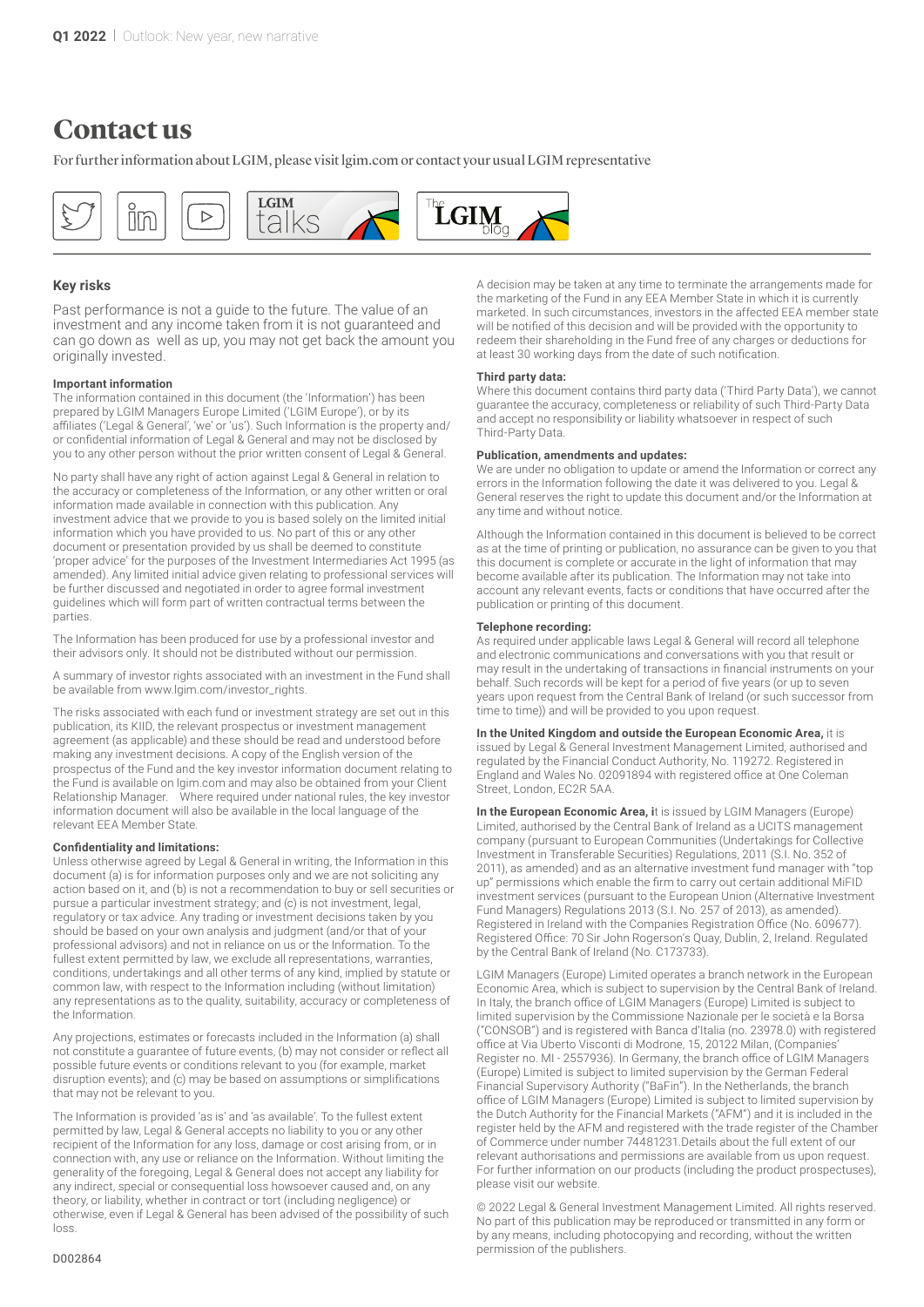# Contact us

For further information about LGIM, please visit lgim.com or contact your usual LGIM representative

## Key risks

Past performance is not a guide to the future. The value of an investment and any income taken from it is not guaranteed and can go down as well as up, you may not get back the amount you originally invested.

**Important information**

The information contained in this document (the 'Information') has been prepared by LGIM Managers Europe Limited ('LGIM Europe'), or by its affiliates ('Legal & General', 'we' or 'us'). Such Information is the property and/or confidential information of Legal & General and may not be disclosed by you to any other person without the prior written consent of Legal & General.

No party shall have any right of action against Legal & General in relation to the accuracy or completeness of the Information, or any other written or oral information made available in connection with this publication. Any investment advice that we provide to you is based solely on the limited initial information which you have provided to us. No part of this or any other document or presentation provided by us shall be deemed to constitute 'proper advice' for the purposes of the Investment Intermediaries Act 1995 (as amended). Any limited initial advice given relating to professional services will be further discussed and negotiated in order to agree formal investment guidelines which will form part of written contractual terms between the parties.

The Information has been produced for use by a professional investor and their advisors only. It should not be distributed without our permission.

A summary of investor rights associated with an investment in the Fund shall be available from www.lgim.com/investor_rights.

The risks associated with each fund or investment strategy are set out in this publication, its KIID, the relevant prospectus or investment management agreement (as applicable) and these should be read and understood before making any investment decisions. A copy of the English version of the prospectus of the Fund and the key investor information document relating to the Fund is available on lgim.com and may also be obtained from your Client Relationship Manager. Where required under national rules, the key investor information document will also be available in the local language of the relevant EEA Member State.

**Confidentiality and limitations:**

Unless otherwise agreed by Legal & General in writing, the Information in this document (a) is for information purposes only and we are not soliciting any action based on it, and (b) is not a recommendation to buy or sell securities or pursue a particular investment strategy; and (c) is not investment, legal, regulatory or tax advice. Any trading or investment decisions taken by you should be based on your own analysis and judgment (and/or that of your professional advisors) and not in reliance on us or the Information. To the fullest extent permitted by law, we exclude all representations, warranties, conditions, undertakings and all other terms of any kind, implied by statute or common law, with respect to the Information including (without limitation) any representations as to the quality, suitability, accuracy or completeness of the Information.

Any projections, estimates or forecasts included in the Information (a) shall not constitute a guarantee of future events, (b) may not consider or reflect all possible future events or conditions relevant to you (for example, market disruption events); and (c) may be based on assumptions or simplifications that may not be relevant to you.

The Information is provided 'as is' and 'as available'. To the fullest extent permitted by law, Legal & General accepts no liability to you or any other recipient of the Information for any loss, damage or cost arising from, or in connection with, any use or reliance on the Information. Without limiting the generality of the foregoing, Legal & General does not accept any liability for any indirect, special or consequential loss howsoever caused and, on any theory, or liability, whether in contract or tort (including negligence) or otherwise, even if Legal & General has been advised of the possibility of such loss.

A decision may be taken at any time to terminate the arrangements made for the marketing of the Fund in any EEA Member State in which it is currently marketed. In such circumstances, investors in the affected EEA member state will be notified of this decision and will be provided with the opportunity to redeem their shareholding in the Fund free of any charges or deductions for at least 30 working days from the date of such notification.

**Third party data:**

Where this document contains third party data ('Third Party Data'), we cannot guarantee the accuracy, completeness or reliability of such Third-Party Data and accept no responsibility or liability whatsoever in respect of such Third-Party Data.

**Publication, amendments and updates:**

We are under no obligation to update or amend the Information or correct any errors in the Information following the date it was delivered to you. Legal & General reserves the right to update this document and/or the Information at any time and without notice.

Although the Information contained in this document is believed to be correct as at the time of printing or publication, no assurance can be given to you that this document is complete or accurate in the light of information that may become available after its publication. The Information may not take into account any relevant events, facts or conditions that have occurred after the publication or printing of this document.

**Telephone recording:**

As required under applicable laws Legal & General will record all telephone and electronic communications and conversations with you that result or may result in the undertaking of transactions in financial instruments on your behalf. Such records will be kept for a period of five years (or up to seven years upon request from the Central Bank of Ireland (or such successor from time to time)) and will be provided to you upon request.

**In the United Kingdom and outside the European Economic Area,** it is issued by Legal & General Investment Management Limited, authorised and regulated by the Financial Conduct Authority, No. 119272. Registered in England and Wales No. 02091894 with registered office at One Coleman Street, London, EC2R 5AA.

**In the European Economic Area, i**t is issued by LGIM Managers (Europe) Limited, authorised by the Central Bank of Ireland as a UCITS management company (pursuant to European Communities (Undertakings for Collective Investment in Transferable Securities) Regulations, 2011 (S.I. No. 352 of 2011), as amended) and as an alternative investment fund manager with "top up" permissions which enable the firm to carry out certain additional MiFID investment services (pursuant to the European Union (Alternative Investment Fund Managers) Regulations 2013 (S.I. No. 257 of 2013), as amended). Registered in Ireland with the Companies Registration Office (No. 609677). Registered Office: 70 Sir John Rogerson's Quay, Dublin, 2, Ireland. Regulated by the Central Bank of Ireland (No. C173733).

LGIM Managers (Europe) Limited operates a branch network in the European Economic Area, which is subject to supervision by the Central Bank of Ireland. In Italy, the branch office of LGIM Managers (Europe) Limited is subject to limited supervision by the Commissione Nazionale per le società e la Borsa ("CONSOB") and is registered with Banca d'Italia (no. 23978.0) with registered office at Via Uberto Visconti di Modrone, 15, 20122 Milan, (Companies' Register no. MI - 2557936). In Germany, the branch office of LGIM Managers (Europe) Limited is subject to limited supervision by the German Federal Financial Supervisory Authority ("BaFin"). In the Netherlands, the branch office of LGIM Managers (Europe) Limited is subject to limited supervision by the Dutch Authority for the Financial Markets ("AFM") and it is included in the register held by the AFM and registered with the trade register of the Chamber of Commerce under number 74481231.Details about the full extent of our relevant authorisations and permissions are available from us upon request. For further information on our products (including the product prospectuses), please visit our website.

© 2022 Legal & General Investment Management Limited. All rights reserved. No part of this publication may be reproduced or transmitted in any form or by any means, including photocopying and recording, without the written permission of the publishers.

D002864